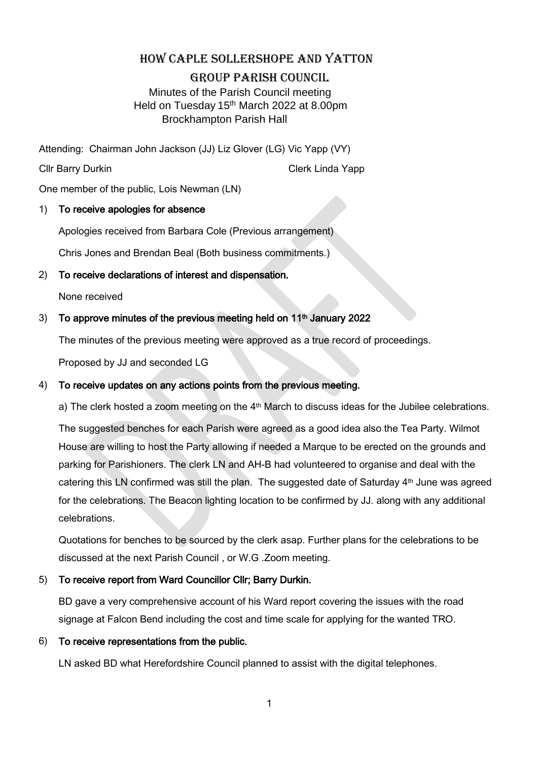# How Caple Sollershope and Yatton

## Group Parish Council

Minutes of the Parish Council meeting
Held on Tuesday 15th March 2022 at 8.00pm
Brockhampton Parish Hall

Attending: Chairman John Jackson (JJ) Liz Glover (LG) Vic Yapp (VY)

Cllr Barry Durkin Clerk Linda Yapp

One member of the public, Lois Newman (LN)

1) **To receive apologies for absence**

   Apologies received from Barbara Cole (Previous arrangement)

   Chris Jones and Brendan Beal (Both business commitments.)

2) **To receive declarations of interest and dispensation.**

   None received

3) **To approve minutes of the previous meeting held on 11th January 2022**

   The minutes of the previous meeting were approved as a true record of proceedings.

   Proposed by JJ and seconded LG

4) **To receive updates on any actions points from the previous meeting.**

   a) The clerk hosted a zoom meeting on the 4th March to discuss ideas for the Jubilee celebrations.

   The suggested benches for each Parish were agreed as a good idea also the Tea Party. Wilmot House are willing to host the Party allowing if needed a Marque to be erected on the grounds and parking for Parishioners. The clerk LN and AH-B had volunteered to organise and deal with the catering this LN confirmed was still the plan. The suggested date of Saturday 4th June was agreed for the celebrations. The Beacon lighting location to be confirmed by JJ. along with any additional celebrations.

   Quotations for benches to be sourced by the clerk asap. Further plans for the celebrations to be discussed at the next Parish Council , or W.G .Zoom meeting.

5) **To receive report from Ward Councillor Cllr; Barry Durkin.**

   BD gave a very comprehensive account of his Ward report covering the issues with the road signage at Falcon Bend including the cost and time scale for applying for the wanted TRO.

6) **To receive representations from the public.**

   LN asked BD what Herefordshire Council planned to assist with the digital telephones.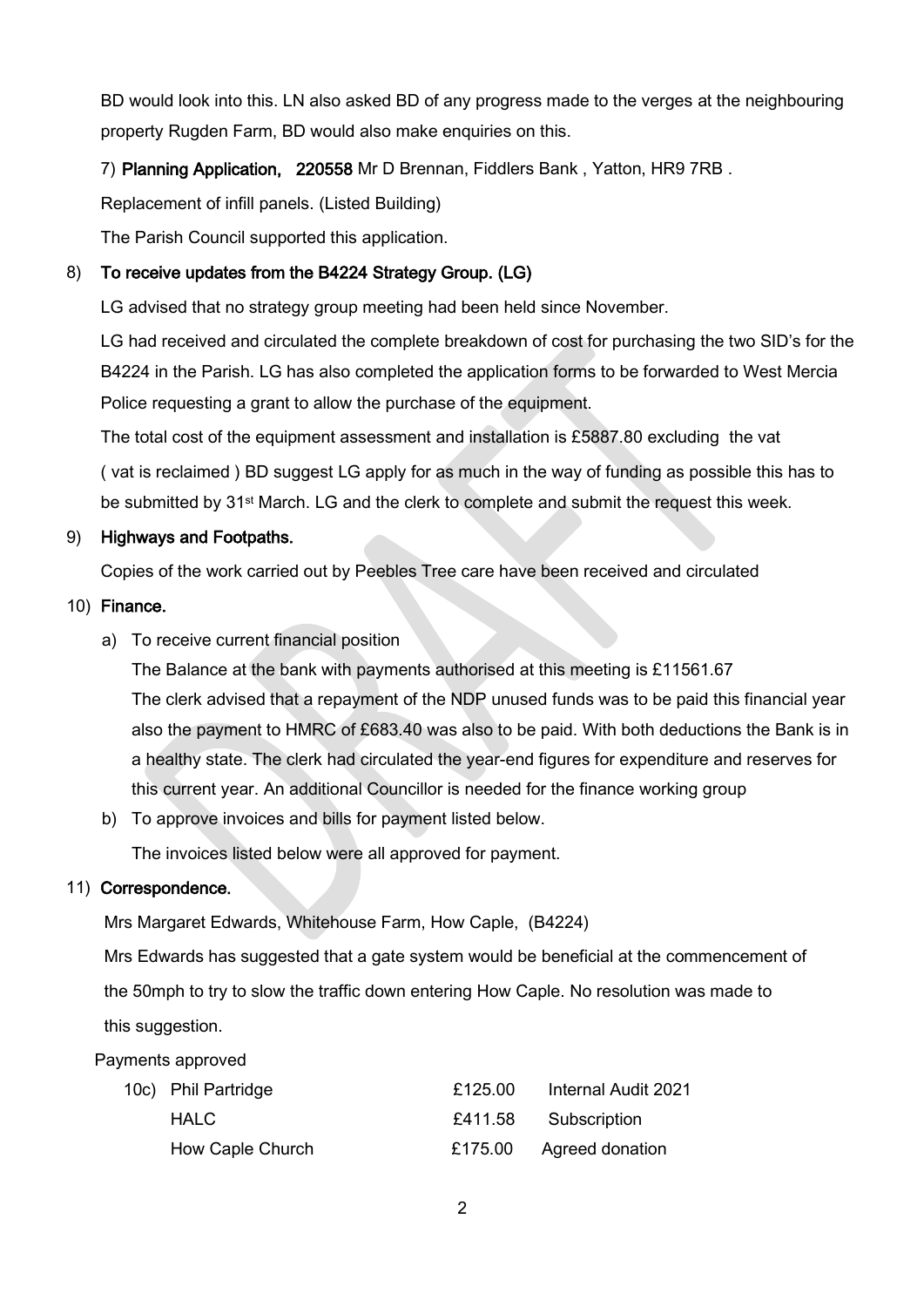BD would look into this. LN also asked BD of any progress made to the verges at the neighbouring property Rugden Farm, BD would also make enquiries on this.

7) **Planning Application, 220558** Mr D Brennan, Fiddlers Bank , Yatton, HR9 7RB .

Replacement of infill panels. (Listed Building)

The Parish Council supported this application.

8) **To receive updates from the B4224 Strategy Group. (LG)**

LG advised that no strategy group meeting had been held since November.

LG had received and circulated the complete breakdown of cost for purchasing the two SID's for the B4224 in the Parish. LG has also completed the application forms to be forwarded to West Mercia Police requesting a grant to allow the purchase of the equipment.

The total cost of the equipment assessment and installation is £5887.80 excluding the vat

( vat is reclaimed ) BD suggest LG apply for as much in the way of funding as possible this has to be submitted by 31st March. LG and the clerk to complete and submit the request this week.

9) **Highways and Footpaths.**

Copies of the work carried out by Peebles Tree care have been received and circulated

10) **Finance.**

a) To receive current financial position

The Balance at the bank with payments authorised at this meeting is £11561.67

The clerk advised that a repayment of the NDP unused funds was to be paid this financial year also the payment to HMRC of £683.40 was also to be paid. With both deductions the Bank is in a healthy state. The clerk had circulated the year-end figures for expenditure and reserves for this current year. An additional Councillor is needed for the finance working group

b) To approve invoices and bills for payment listed below.

The invoices listed below were all approved for payment.

11) **Correspondence.**

Mrs Margaret Edwards, Whitehouse Farm, How Caple, (B4224)

Mrs Edwards has suggested that a gate system would be beneficial at the commencement of the 50mph to try to slow the traffic down entering How Caple. No resolution was made to this suggestion.

Payments approved

| | | | |
|---|---|---|---|
| 10c) | Phil Partridge | £125.00 | Internal Audit 2021 |
| | HALC | £411.58 | Subscription |
| | How Caple Church | £175.00 | Agreed donation |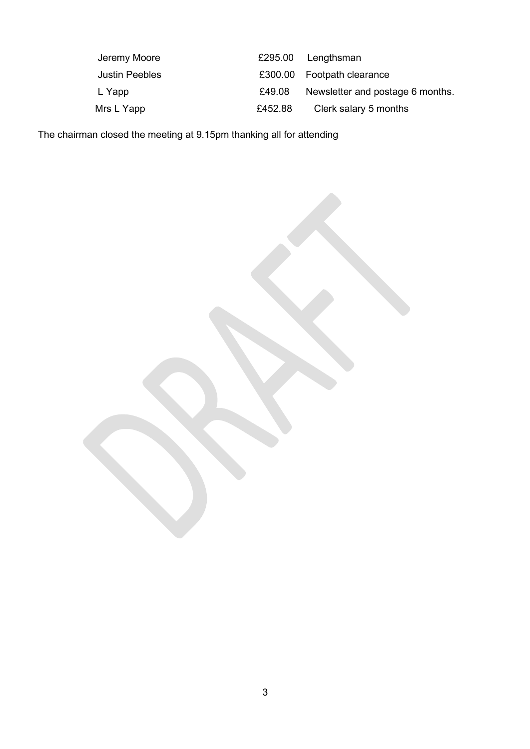| | | |
|---|---|---|
| Jeremy Moore | £295.00 | Lengthsman |
| Justin Peebles | £300.00 | Footpath clearance |
| L Yapp | £49.08 | Newsletter and postage 6 months. |
| Mrs L Yapp | £452.88 | Clerk salary 5 months |

The chairman closed the meeting at 9.15pm thanking all for attending

DRAFT